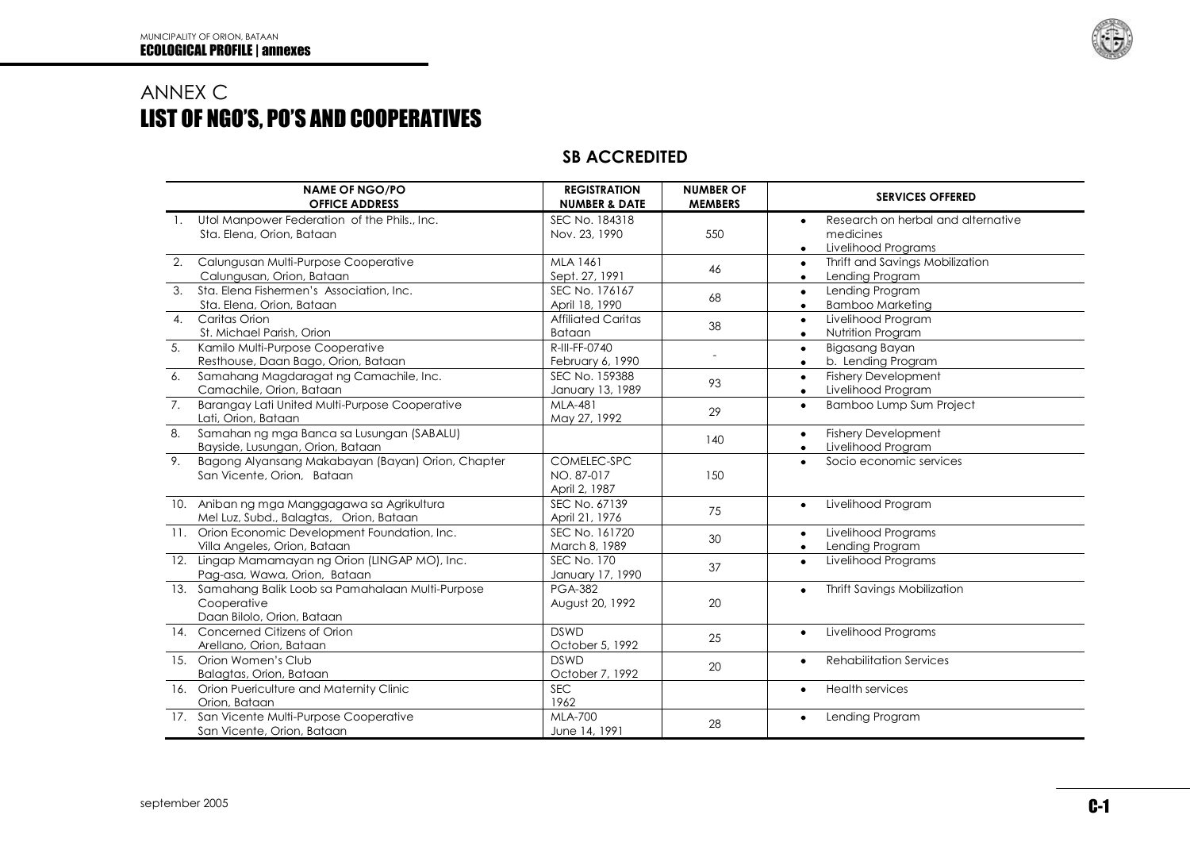# ANNEX C

# LIST OF NGO'S, PO'S AND COOPERATIVES

## SB ACCREDITED

| NAME OF NGO/PO<br>OFFICE ADDRESS | REGISTRATION<br>NUMBER & DATE | NUMBER OF<br>MEMBERS | SERVICES OFFERED |
|---|---|---|---|
| 1. Utol Manpower Federation of the Phils., Inc.<br>Sta. Elena, Orion, Bataan | SEC No. 184318<br>Nov. 23, 1990 | 550 | • Research on herbal and alternative medicines<br>• Livelihood Programs |
| 2. Calungusan Multi-Purpose Cooperative<br>Calungusan, Orion, Bataan | MLA 1461<br>Sept. 27, 1991 | 46 | • Thrift and Savings Mobilization<br>• Lending Program |
| 3. Sta. Elena Fishermen's Association, Inc.<br>Sta. Elena, Orion, Bataan | SEC No. 176167<br>April 18, 1990 | 68 | • Lending Program<br>• Bamboo Marketing |
| 4. Caritas Orion<br>St. Michael Parish, Orion | Affiliated Caritas Bataan | 38 | • Livelihood Program<br>• Nutrition Program |
| 5. Kamilo Multi-Purpose Cooperative<br>Resthouse, Daan Bago, Orion, Bataan | R-III-FF-0740<br>February 6, 1990 | - | • Bigasang Bayan<br>• b. Lending Program |
| 6. Samahang Magdaragat ng Camachile, Inc.<br>Camachile, Orion, Bataan | SEC No. 159388<br>January 13, 1989 | 93 | • Fishery Development<br>• Livelihood Program |
| 7. Barangay Lati United Multi-Purpose Cooperative<br>Lati, Orion, Bataan | MLA-481<br>May 27, 1992 | 29 | • Bamboo Lump Sum Project |
| 8. Samahan ng mga Banca sa Lusungan (SABALU)<br>Bayside, Lusungan, Orion, Bataan | | 140 | • Fishery Development<br>• Livelihood Program |
| 9. Bagong Alyansang Makabayan (Bayan) Orion, Chapter<br>San Vicente, Orion, Bataan | COMELEC-SPC NO. 87-017<br>April 2, 1987 | 150 | • Socio economic services |
| 10. Aniban ng mga Manggagawa sa Agrikultura<br>Mel Luz, Subd., Balagtas, Orion, Bataan | SEC No. 67139<br>April 21, 1976 | 75 | • Livelihood Program |
| 11. Orion Economic Development Foundation, Inc.<br>Villa Angeles, Orion, Bataan | SEC No. 161720<br>March 8, 1989 | 30 | • Livelihood Programs<br>• Lending Program |
| 12. Lingap Mamamayan ng Orion (LINGAP MO), Inc.<br>Pag-asa, Wawa, Orion, Bataan | SEC No. 170<br>January 17, 1990 | 37 | • Livelihood Programs |
| 13. Samahang Balik Loob sa Pamahalaan Multi-Purpose Cooperative<br>Daan Bilolo, Orion, Bataan | PGA-382<br>August 20, 1992 | 20 | • Thrift Savings Mobilization |
| 14. Concerned Citizens of Orion<br>Arellano, Orion, Bataan | DSWD<br>October 5, 1992 | 25 | • Livelihood Programs |
| 15. Orion Women's Club<br>Balagtas, Orion, Bataan | DSWD<br>October 7, 1992 | 20 | • Rehabilitation Services |
| 16. Orion Puericulture and Maternity Clinic<br>Orion, Bataan | SEC<br>1962 | | • Health services |
| 17. San Vicente Multi-Purpose Cooperative<br>San Vicente, Orion, Bataan | MLA-700<br>June 14, 1991 | 28 | • Lending Program |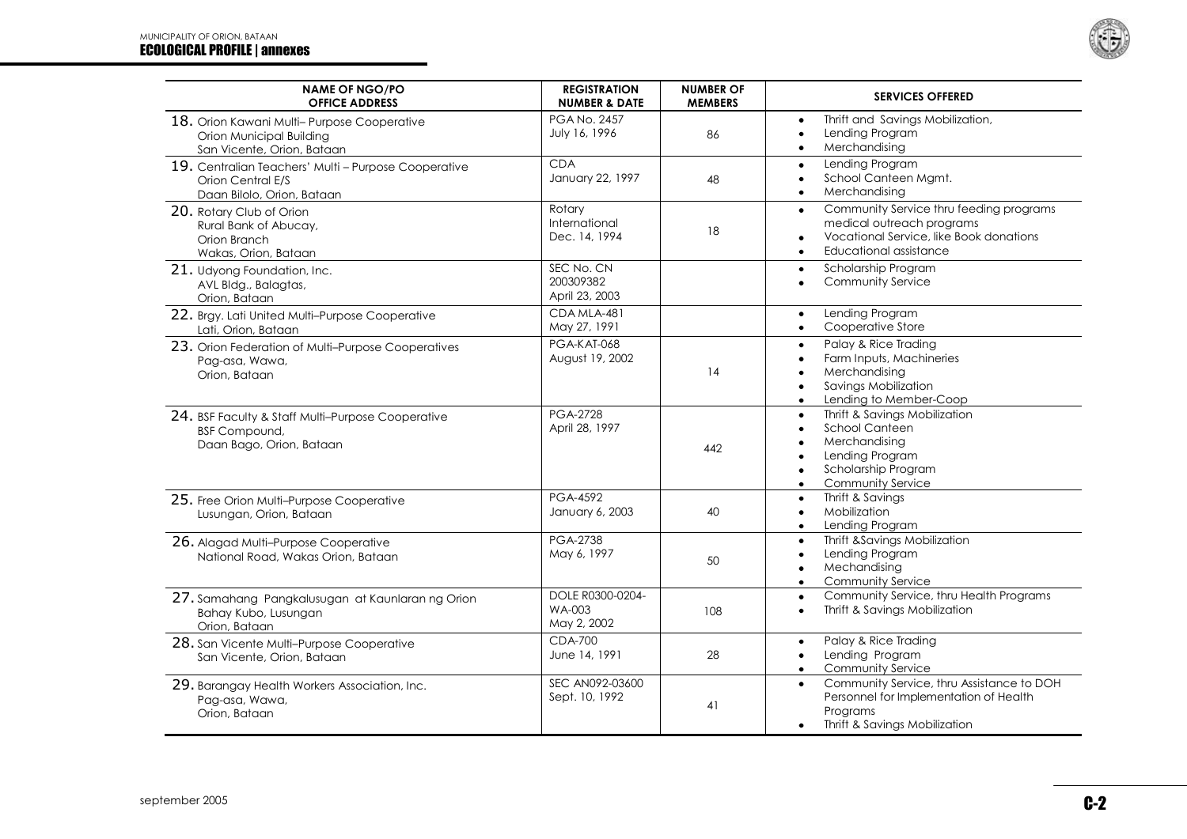| NAME OF NGO/PO OFFICE ADDRESS | REGISTRATION NUMBER & DATE | NUMBER OF MEMBERS | SERVICES OFFERED |
|---|---|---|---|
| 18. Orion Kawani Multi– Purpose Cooperative<br>Orion Municipal Building<br>San Vicente, Orion, Bataan | PGA No. 2457<br>July 16, 1996 | 86 | • Thrift and Savings Mobilization,<br>• Lending Program<br>• Merchandising |
| 19. Centralian Teachers' Multi – Purpose Cooperative<br>Orion Central E/S<br>Daan Bilolo, Orion, Bataan | CDA<br>January 22, 1997 | 48 | • Lending Program<br>• School Canteen Mgmt.<br>• Merchandising |
| 20. Rotary Club of Orion<br>Rural Bank of Abucay,<br>Orion Branch<br>Wakas, Orion, Bataan | Rotary International<br>Dec. 14, 1994 | 18 | • Community Service thru feeding programs medical outreach programs<br>• Vocational Service, like Book donations<br>• Educational assistance |
| 21. Udyong Foundation, Inc.<br>AVL Bldg., Balagtas,<br>Orion, Bataan | SEC No. CN 200309382<br>April 23, 2003 | | • Scholarship Program<br>• Community Service |
| 22. Brgy. Lati United Multi–Purpose Cooperative<br>Lati, Orion, Bataan | CDA MLA-481<br>May 27, 1991 | | • Lending Program<br>• Cooperative Store |
| 23. Orion Federation of Multi–Purpose Cooperatives<br>Pag-asa, Wawa,<br>Orion, Bataan | PGA-KAT-068<br>August 19, 2002 | 14 | • Palay & Rice Trading<br>• Farm Inputs, Machineries<br>• Merchandising<br>• Savings Mobilization<br>• Lending to Member-Coop |
| 24. BSF Faculty & Staff Multi–Purpose Cooperative<br>BSF Compound,<br>Daan Bago, Orion, Bataan | PGA-2728<br>April 28, 1997 | 442 | • Thrift & Savings Mobilization<br>• School Canteen<br>• Merchandising<br>• Lending Program<br>• Scholarship Program<br>• Community Service |
| 25. Free Orion Multi–Purpose Cooperative<br>Lusungan, Orion, Bataan | PGA-4592<br>January 6, 2003 | 40 | • Thrift & Savings<br>• Mobilization<br>• Lending Program |
| 26. Alagad Multi–Purpose Cooperative<br>National Road, Wakas Orion, Bataan | PGA-2738<br>May 6, 1997 | 50 | • Thrift &Savings Mobilization<br>• Lending Program<br>• Mechandising<br>• Community Service |
| 27. Samahang Pangkalusugan at Kaunlaran ng Orion<br>Bahay Kubo, Lusungan<br>Orion, Bataan | DOLE R0300-0204-WA-003<br>May 2, 2002 | 108 | • Community Service, thru Health Programs<br>• Thrift & Savings Mobilization |
| 28. San Vicente Multi–Purpose Cooperative<br>San Vicente, Orion, Bataan | CDA-700<br>June 14, 1991 | 28 | • Palay & Rice Trading<br>• Lending Program<br>• Community Service |
| 29. Barangay Health Workers Association, Inc.<br>Pag-asa, Wawa,<br>Orion, Bataan | SEC AN092-03600<br>Sept. 10, 1992 | 41 | • Community Service, thru Assistance to DOH Personnel for Implementation of Health Programs<br>• Thrift & Savings Mobilization |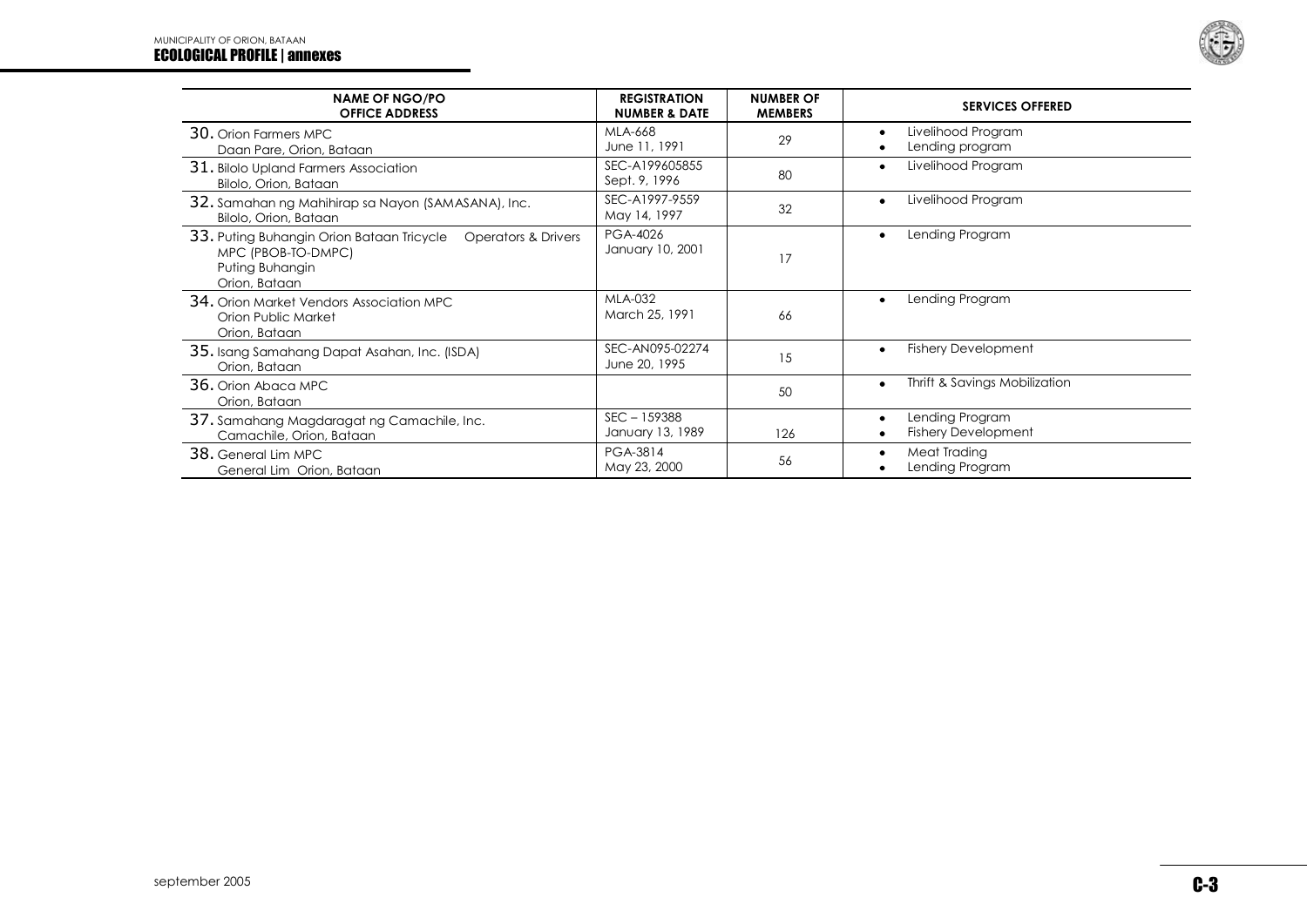| NAME OF NGO/PO<br>OFFICE ADDRESS | REGISTRATION NUMBER & DATE | NUMBER OF MEMBERS | SERVICES OFFERED |
|---|---|---|---|
| 30. Orion Farmers MPC<br>Daan Pare, Orion, Bataan | MLA-668<br>June 11, 1991 | 29 | • Livelihood Program<br>• Lending program |
| 31. Bilolo Upland Farmers Association<br>Bilolo, Orion, Bataan | SEC-A199605855<br>Sept. 9, 1996 | 80 | • Livelihood Program |
| 32. Samahan ng Mahihirap sa Nayon (SAMASANA), Inc.<br>Bilolo, Orion, Bataan | SEC-A1997-9559<br>May 14, 1997 | 32 | • Livelihood Program |
| 33. Puting Buhangin Orion Bataan Tricycle Operators & Drivers MPC (PBOB-TO-DMPC)<br>Puting Buhangin<br>Orion, Bataan | PGA-4026<br>January 10, 2001 | 17 | • Lending Program |
| 34. Orion Market Vendors Association MPC<br>Orion Public Market<br>Orion, Bataan | MLA-032<br>March 25, 1991 | 66 | • Lending Program |
| 35. Isang Samahang Dapat Asahan, Inc. (ISDA)<br>Orion, Bataan | SEC-AN095-02274<br>June 20, 1995 | 15 | • Fishery Development |
| 36. Orion Abaca MPC<br>Orion, Bataan | | 50 | • Thrift & Savings Mobilization |
| 37. Samahang Magdaragat ng Camachile, Inc.<br>Camachile, Orion, Bataan | SEC – 159388<br>January 13, 1989 | 126 | • Lending Program<br>• Fishery Development |
| 38. General Lim MPC<br>General Lim Orion, Bataan | PGA-3814<br>May 23, 2000 | 56 | • Meat Trading<br>• Lending Program |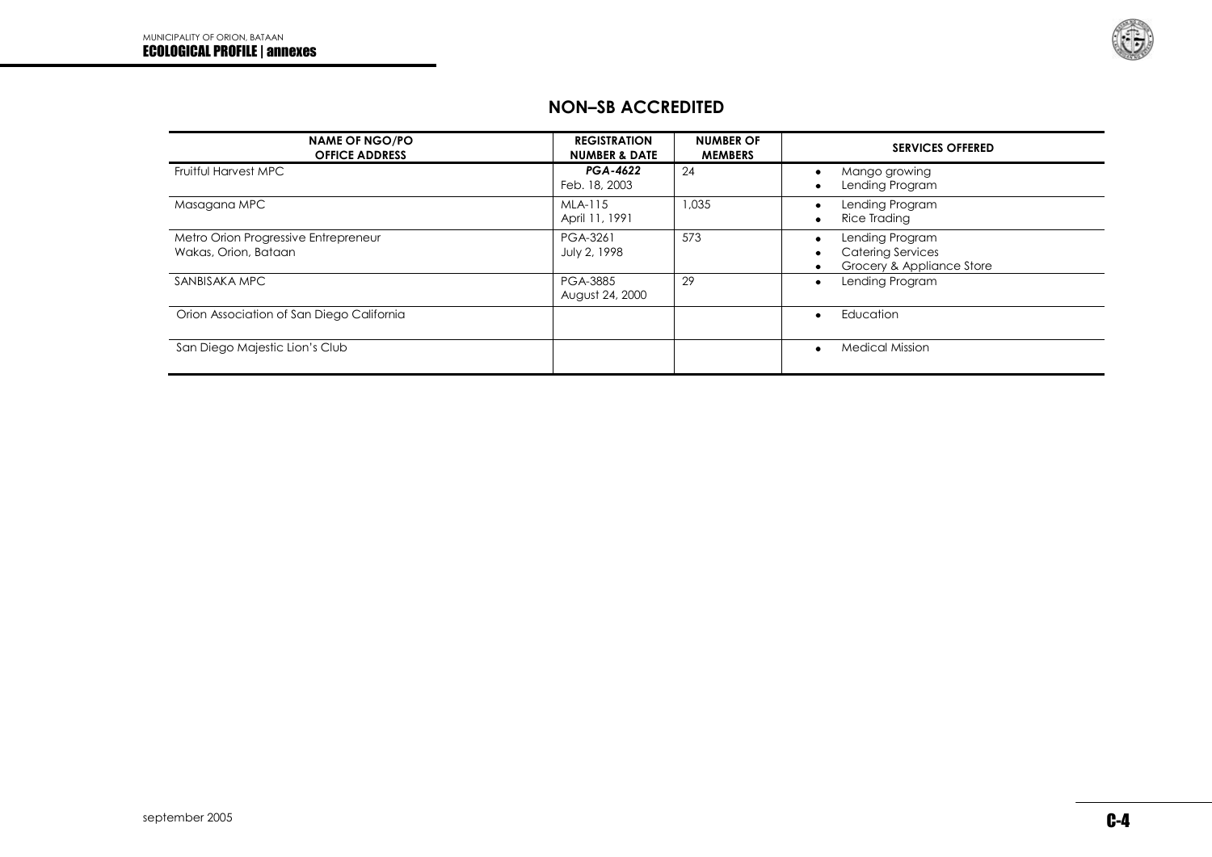## NON–SB ACCREDITED

| NAME OF NGO/PO<br>OFFICE ADDRESS | REGISTRATION<br>NUMBER & DATE | NUMBER OF<br>MEMBERS | SERVICES OFFERED |
|---|---|---|---|
| Fruitful Harvest MPC | ***PGA-4622***<br>Feb. 18, 2003 | 24 | • Mango growing<br>• Lending Program |
| Masagana MPC | MLA-115<br>April 11, 1991 | 1,035 | • Lending Program<br>• Rice Trading |
| Metro Orion Progressive Entrepreneur<br>Wakas, Orion, Bataan | PGA-3261<br>July 2, 1998 | 573 | • Lending Program<br>• Catering Services<br>• Grocery & Appliance Store |
| SANBISAKA MPC | PGA-3885<br>August 24, 2000 | 29 | • Lending Program |
| Orion Association of San Diego California | | | • Education |
| San Diego Majestic Lion's Club | | | • Medical Mission |